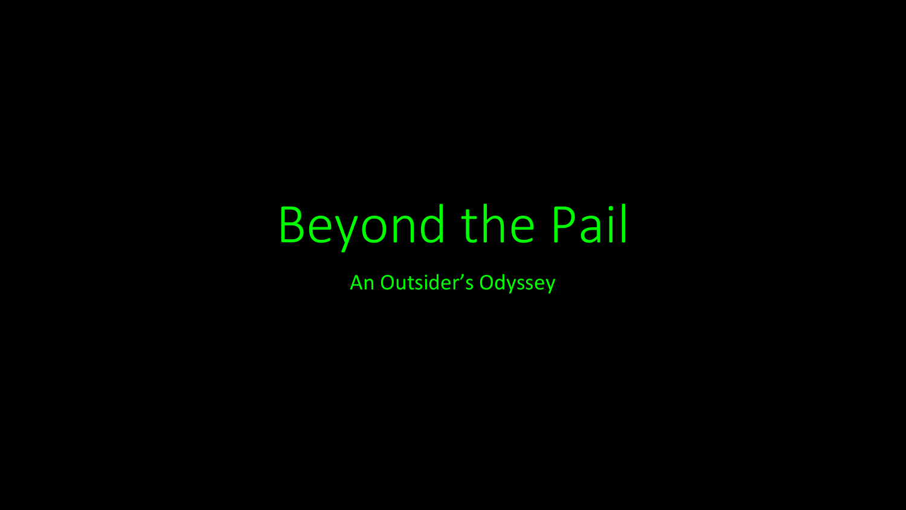# Beyond the Pail

An Outsider’s Odyssey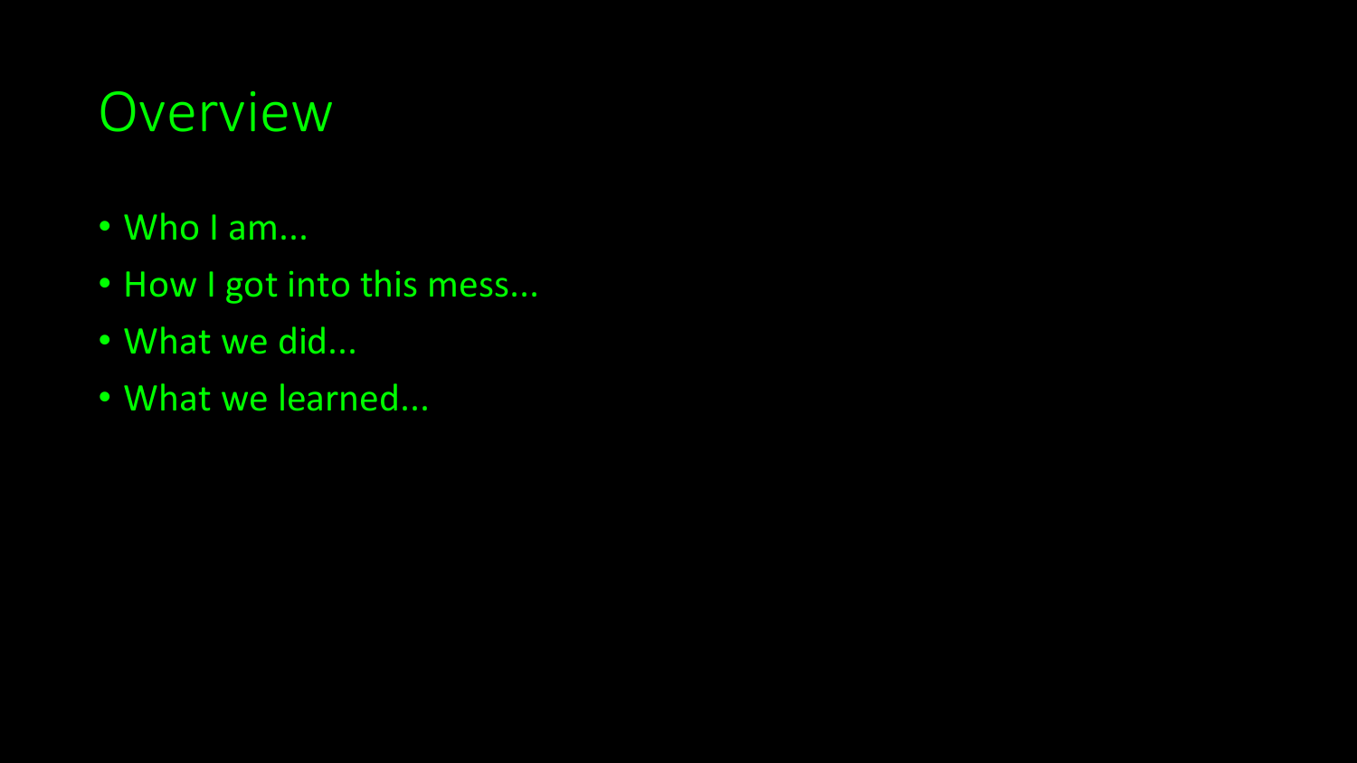# Overview

- Who I am...
- How I got into this mess...
- What we did...
- What we learned...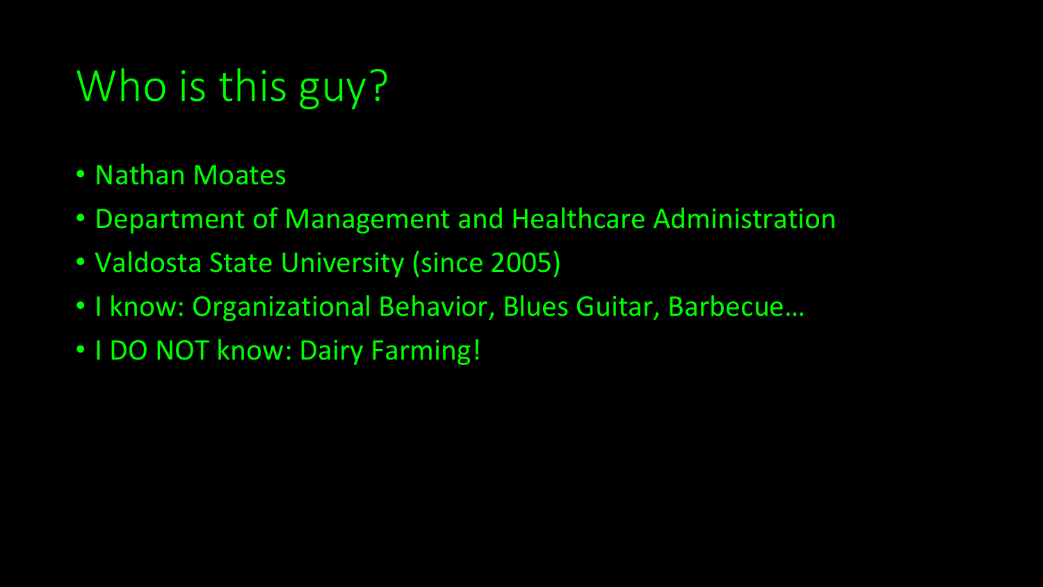# Who is this guy?

- Nathan Moates
- Department of Management and Healthcare Administration
- Valdosta State University (since 2005)
- I know: Organizational Behavior, Blues Guitar, Barbecue…
- I DO NOT know: Dairy Farming!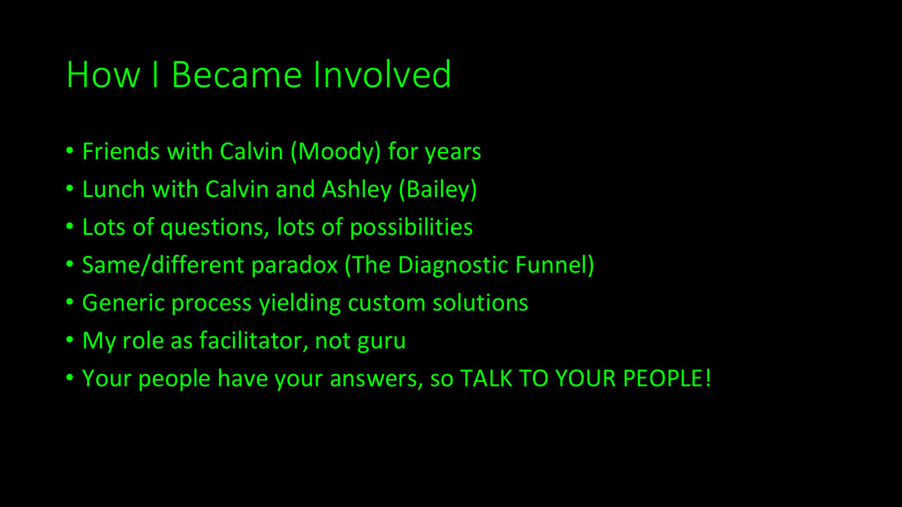# How I Became Involved

- Friends with Calvin (Moody) for years
- Lunch with Calvin and Ashley (Bailey)
- Lots of questions, lots of possibilities
- Same/different paradox (The Diagnostic Funnel)
- Generic process yielding custom solutions
- My role as facilitator, not guru
- Your people have your answers, so TALK TO YOUR PEOPLE!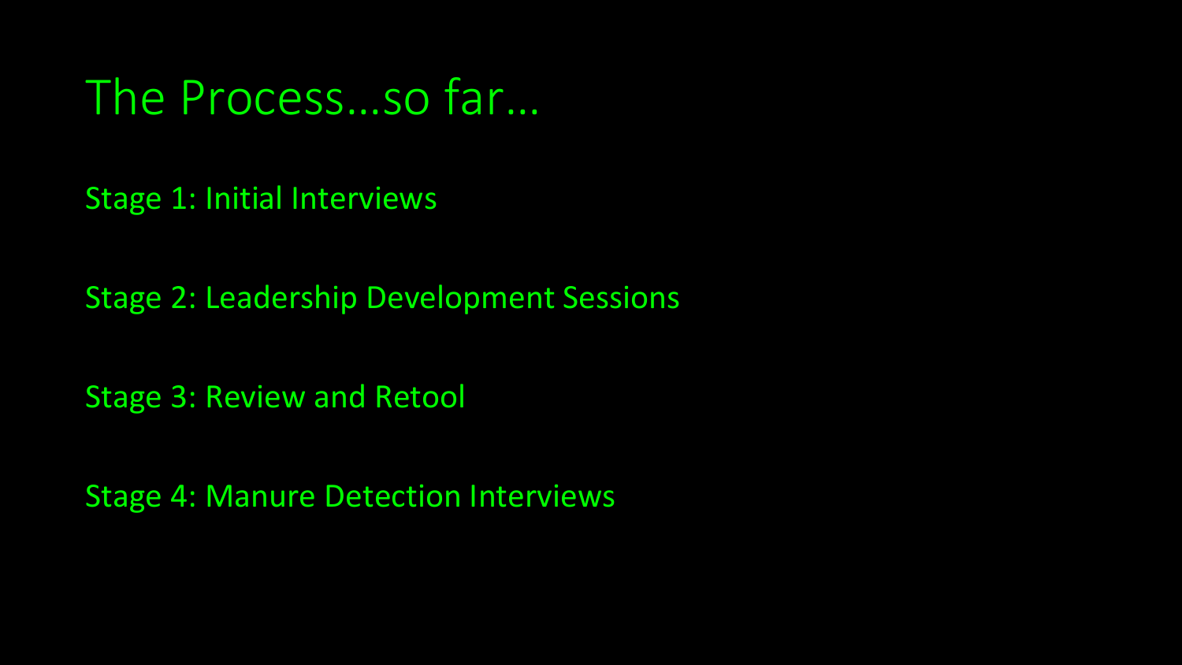# The Process…so far…

Stage 1: Initial Interviews

Stage 2: Leadership Development Sessions

Stage 3: Review and Retool

Stage 4: Manure Detection Interviews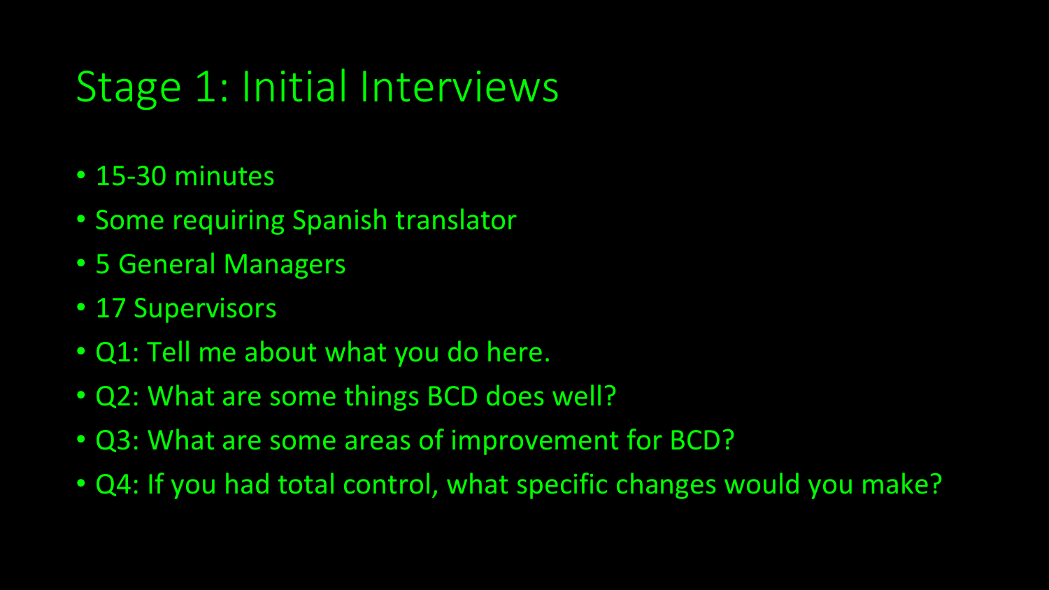# Stage 1: Initial Interviews

- 15-30 minutes
- Some requiring Spanish translator
- 5 General Managers
- 17 Supervisors
- Q1: Tell me about what you do here.
- Q2: What are some things BCD does well?
- Q3: What are some areas of improvement for BCD?
- Q4: If you had total control, what specific changes would you make?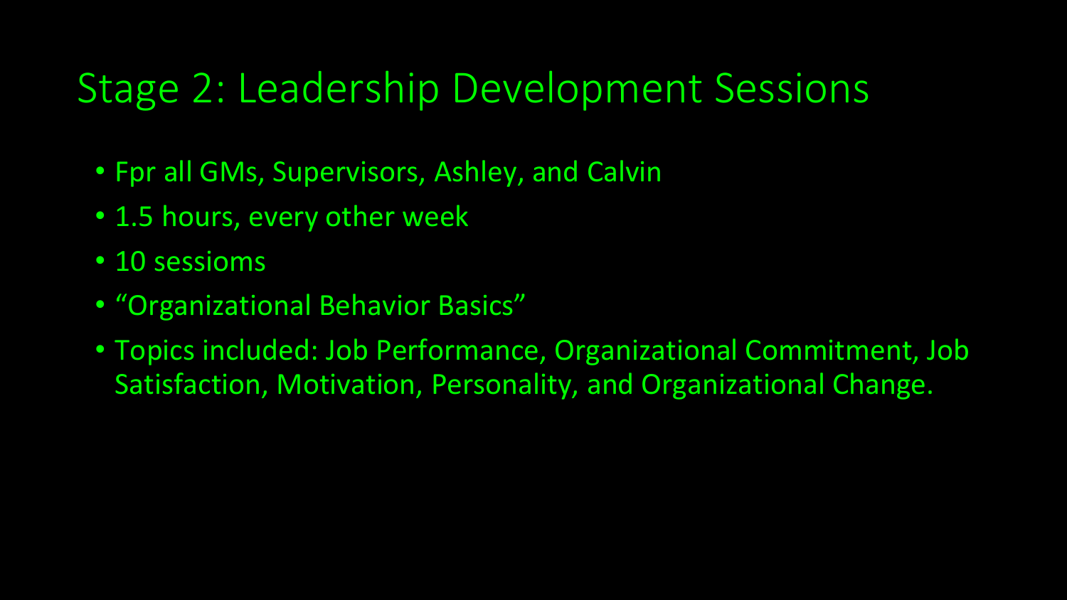# Stage 2: Leadership Development Sessions

- Fpr all GMs, Supervisors, Ashley, and Calvin
- 1.5 hours, every other week
- 10 sessioms
- "Organizational Behavior Basics"
- Topics included: Job Performance, Organizational Commitment, Job Satisfaction, Motivation, Personality, and Organizational Change.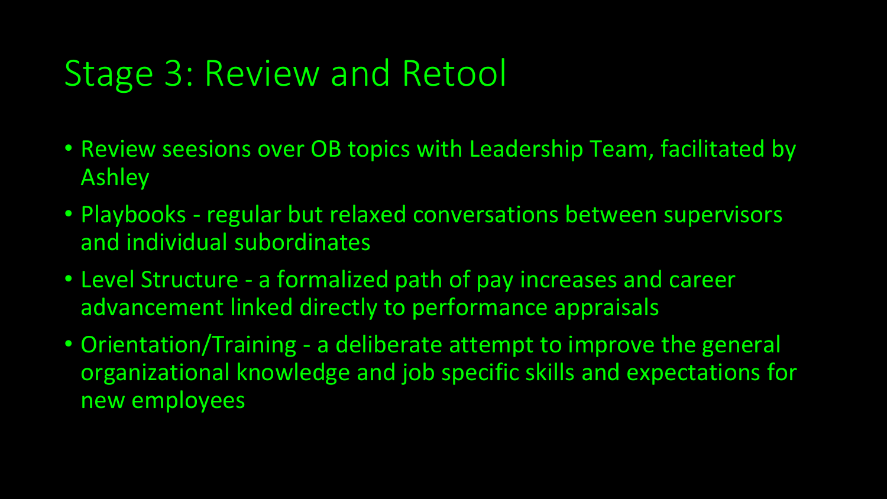# Stage 3: Review and Retool

- Review seesions over OB topics with Leadership Team, facilitated by Ashley
- Playbooks - regular but relaxed conversations between supervisors and individual subordinates
- Level Structure - a formalized path of pay increases and career advancement linked directly to performance appraisals
- Orientation/Training - a deliberate attempt to improve the general organizational knowledge and job specific skills and expectations for new employees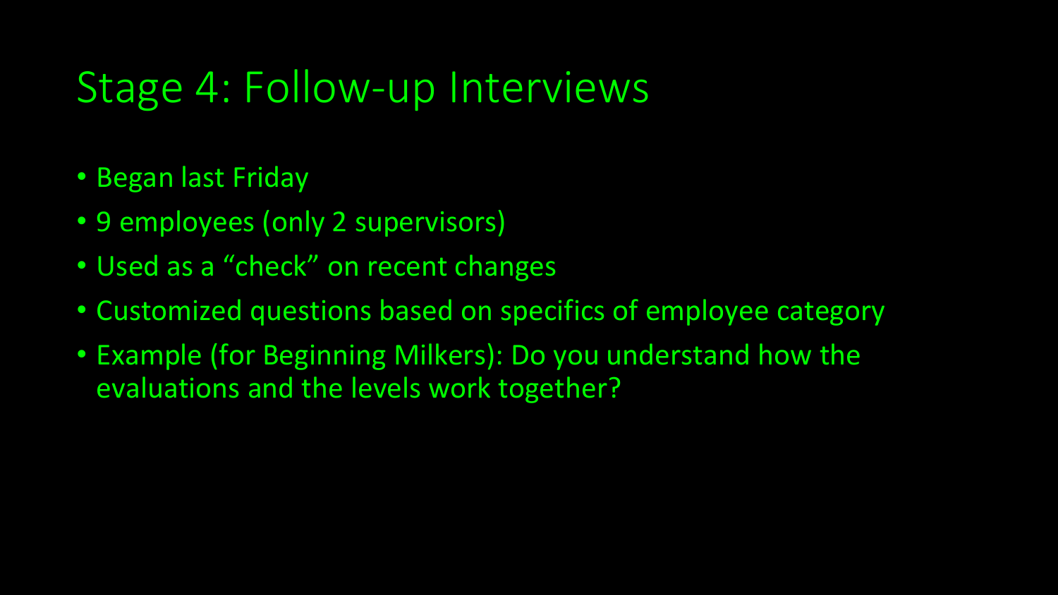# Stage 4: Follow-up Interviews

- Began last Friday
- 9 employees (only 2 supervisors)
- Used as a "check" on recent changes
- Customized questions based on specifics of employee category
- Example (for Beginning Milkers): Do you understand how the evaluations and the levels work together?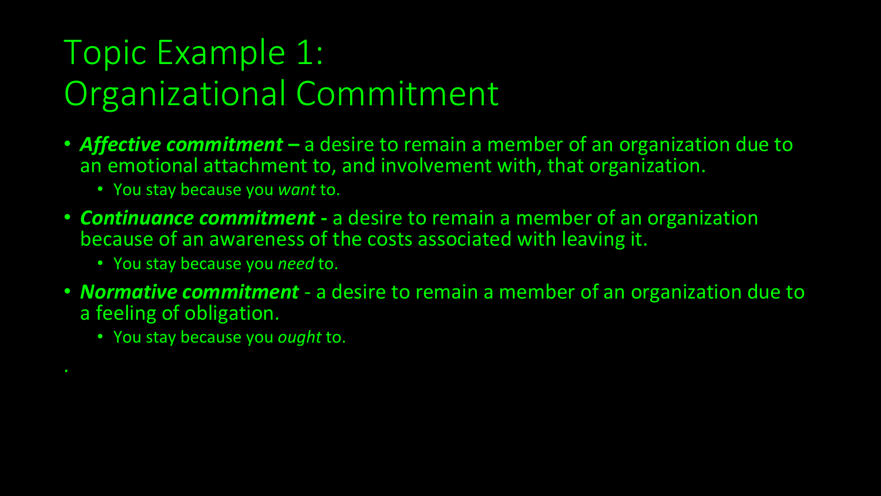# Topic Example 1: Organizational Commitment

- ***Affective commitment*** **–** a desire to remain a member of an organization due to an emotional attachment to, and involvement with, that organization.
  - You stay because you *want* to.
- ***Continuance commitment*** **-** a desire to remain a member of an organization because of an awareness of the costs associated with leaving it.
  - You stay because you *need* to.
- ***Normative commitment*** - a desire to remain a member of an organization due to a feeling of obligation.
  - You stay because you *ought* to.

.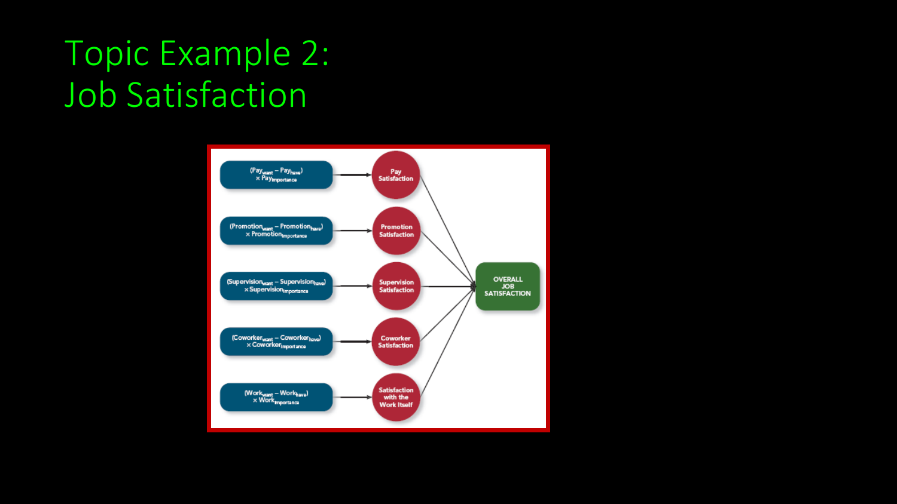# Topic Example 2: Job Satisfaction

$(Pay_{want} - Pay_{have}) \times Pay_{importance}$ → Pay Satisfaction

$(Promotion_{want} - Promotion_{have}) \times Promotion_{importance}$ → Promotion Satisfaction

$(Supervision_{want} - Supervision_{have}) \times Supervision_{importance}$ → Supervision Satisfaction

$(Coworker_{want} - Coworker_{have}) \times Coworker_{importance}$ → Coworker Satisfaction

$(Work_{want} - Work_{have}) \times Work_{importance}$ → Satisfaction with the Work Itself

Pay Satisfaction, Promotion Satisfaction, Supervision Satisfaction, Coworker Satisfaction, Satisfaction with the Work Itself → OVERALL JOB SATISFACTION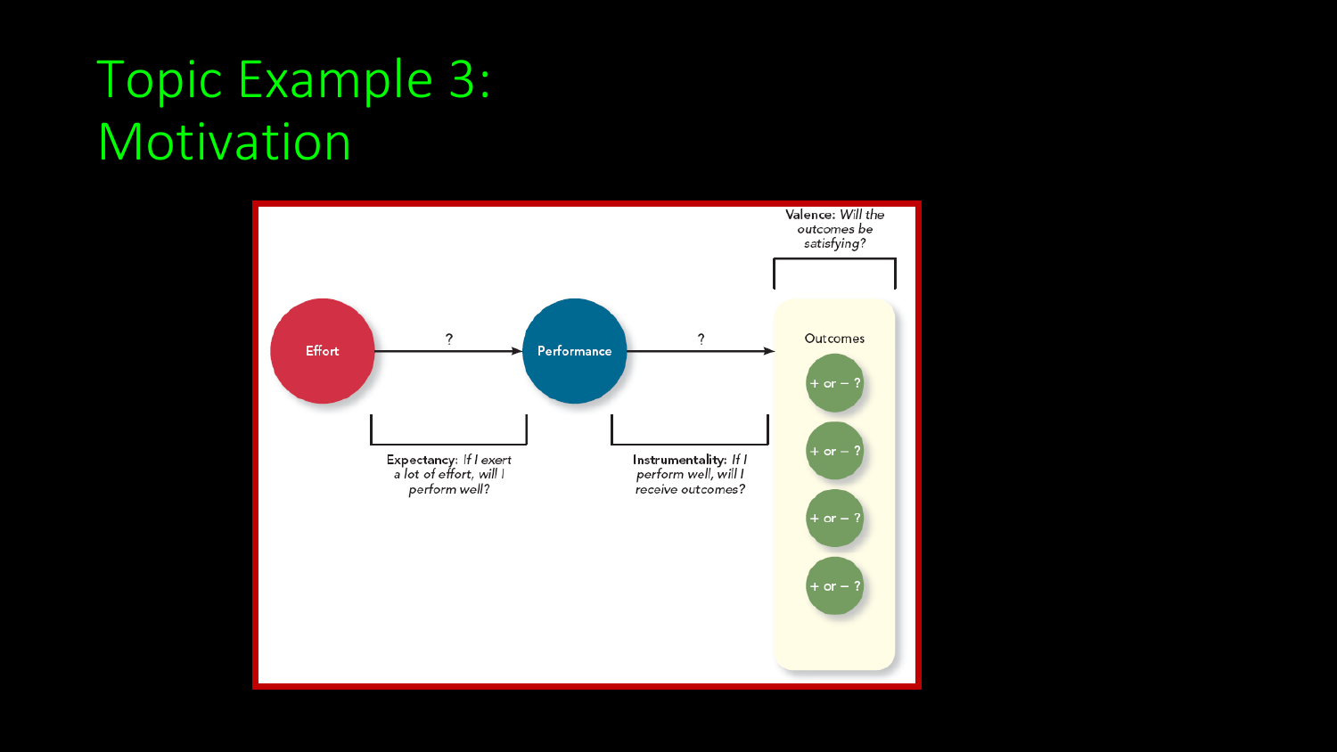# Topic Example 3: Motivation

Effort → ? → Performance → ? → Outcomes

**Expectancy:** *If I exert a lot of effort, will I perform well?*

**Instrumentality:** *If I perform well, will I receive outcomes?*

**Valence:** *Will the outcomes be satisfying?*

Outcomes

- + or – ?
- + or – ?
- + or – ?
- + or – ?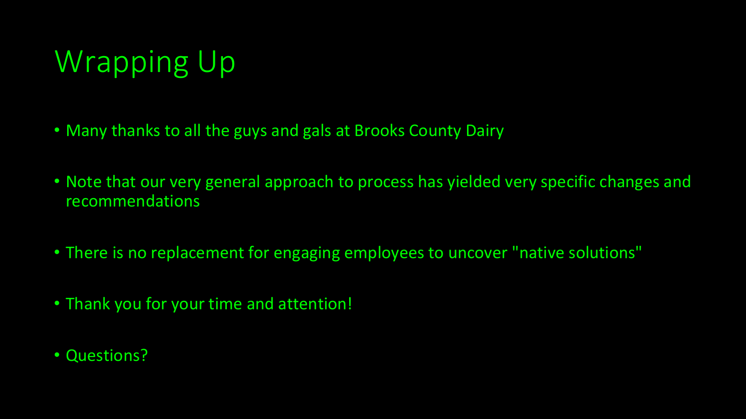# Wrapping Up

- Many thanks to all the guys and gals at Brooks County Dairy
- Note that our very general approach to process has yielded very specific changes and recommendations
- There is no replacement for engaging employees to uncover "native solutions"
- Thank you for your time and attention!
- Questions?